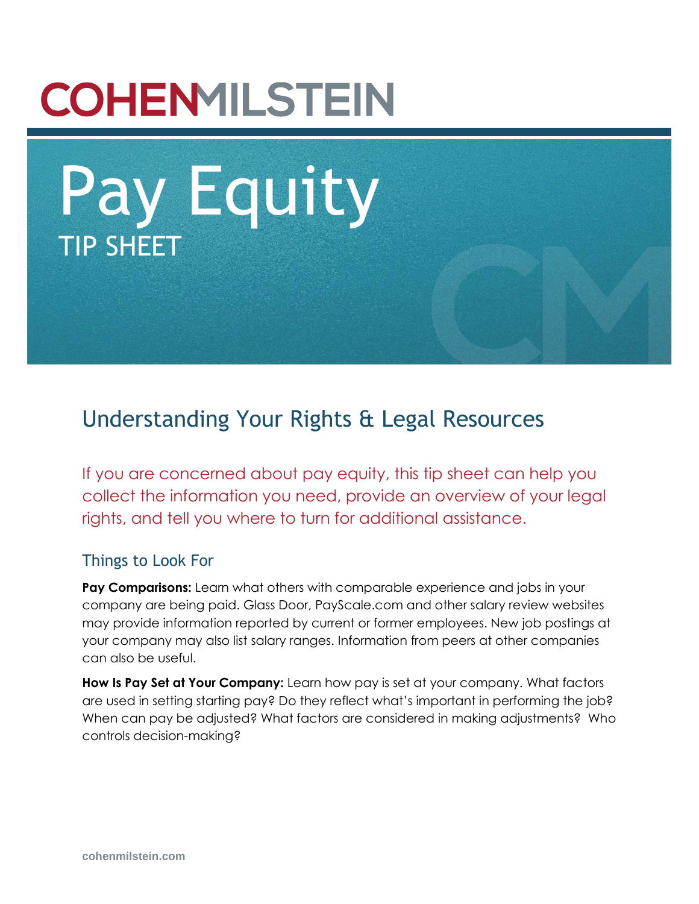COHENMILSTEIN

# Pay Equity

TIP SHEET

## Understanding Your Rights & Legal Resources

If you are concerned about pay equity, this tip sheet can help you collect the information you need, provide an overview of your legal rights, and tell you where to turn for additional assistance.

### Things to Look For

**Pay Comparisons:** Learn what others with comparable experience and jobs in your company are being paid. Glass Door, PayScale.com and other salary review websites may provide information reported by current or former employees. New job postings at your company may also list salary ranges. Information from peers at other companies can also be useful.

**How Is Pay Set at Your Company:** Learn how pay is set at your company. What factors are used in setting starting pay? Do they reflect what's important in performing the job? When can pay be adjusted? What factors are considered in making adjustments? Who controls decision-making?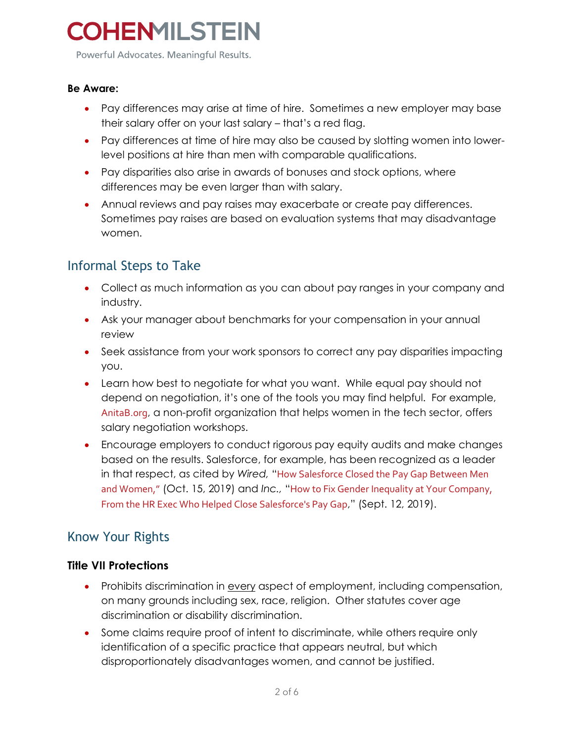**Be Aware:**

- Pay differences may arise at time of hire. Sometimes a new employer may base their salary offer on your last salary – that's a red flag.
- Pay differences at time of hire may also be caused by slotting women into lower-level positions at hire than men with comparable qualifications.
- Pay disparities also arise in awards of bonuses and stock options, where differences may be even larger than with salary.
- Annual reviews and pay raises may exacerbate or create pay differences. Sometimes pay raises are based on evaluation systems that may disadvantage women.

## Informal Steps to Take

- Collect as much information as you can about pay ranges in your company and industry.
- Ask your manager about benchmarks for your compensation in your annual review
- Seek assistance from your work sponsors to correct any pay disparities impacting you.
- Learn how best to negotiate for what you want. While equal pay should not depend on negotiation, it's one of the tools you may find helpful. For example, AnitaB.org, a non-profit organization that helps women in the tech sector, offers salary negotiation workshops.
- Encourage employers to conduct rigorous pay equity audits and make changes based on the results. Salesforce, for example, has been recognized as a leader in that respect, as cited by *Wired*, "How Salesforce Closed the Pay Gap Between Men and Women," (Oct. 15, 2019) and *Inc.*, "How to Fix Gender Inequality at Your Company, From the HR Exec Who Helped Close Salesforce's Pay Gap," (Sept. 12, 2019).

## Know Your Rights

### Title VII Protections

- Prohibits discrimination in <u>every</u> aspect of employment, including compensation, on many grounds including sex, race, religion. Other statutes cover age discrimination or disability discrimination.
- Some claims require proof of intent to discriminate, while others require only identification of a specific practice that appears neutral, but which disproportionately disadvantages women, and cannot be justified.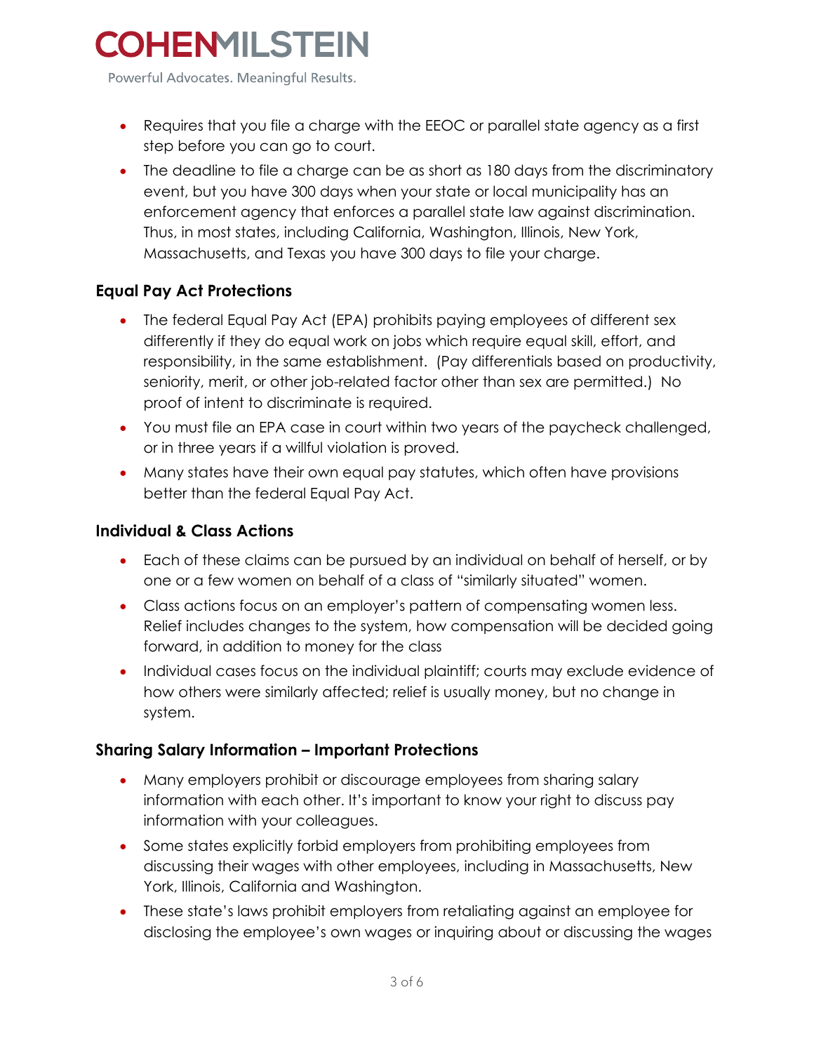- Requires that you file a charge with the EEOC or parallel state agency as a first step before you can go to court.
- The deadline to file a charge can be as short as 180 days from the discriminatory event, but you have 300 days when your state or local municipality has an enforcement agency that enforces a parallel state law against discrimination. Thus, in most states, including California, Washington, Illinois, New York, Massachusetts, and Texas you have 300 days to file your charge.

### Equal Pay Act Protections

- The federal Equal Pay Act (EPA) prohibits paying employees of different sex differently if they do equal work on jobs which require equal skill, effort, and responsibility, in the same establishment. (Pay differentials based on productivity, seniority, merit, or other job-related factor other than sex are permitted.) No proof of intent to discriminate is required.
- You must file an EPA case in court within two years of the paycheck challenged, or in three years if a willful violation is proved.
- Many states have their own equal pay statutes, which often have provisions better than the federal Equal Pay Act.

### Individual & Class Actions

- Each of these claims can be pursued by an individual on behalf of herself, or by one or a few women on behalf of a class of "similarly situated" women.
- Class actions focus on an employer's pattern of compensating women less. Relief includes changes to the system, how compensation will be decided going forward, in addition to money for the class
- Individual cases focus on the individual plaintiff; courts may exclude evidence of how others were similarly affected; relief is usually money, but no change in system.

### Sharing Salary Information – Important Protections

- Many employers prohibit or discourage employees from sharing salary information with each other. It's important to know your right to discuss pay information with your colleagues.
- Some states explicitly forbid employers from prohibiting employees from discussing their wages with other employees, including in Massachusetts, New York, Illinois, California and Washington.
- These state's laws prohibit employers from retaliating against an employee for disclosing the employee's own wages or inquiring about or discussing the wages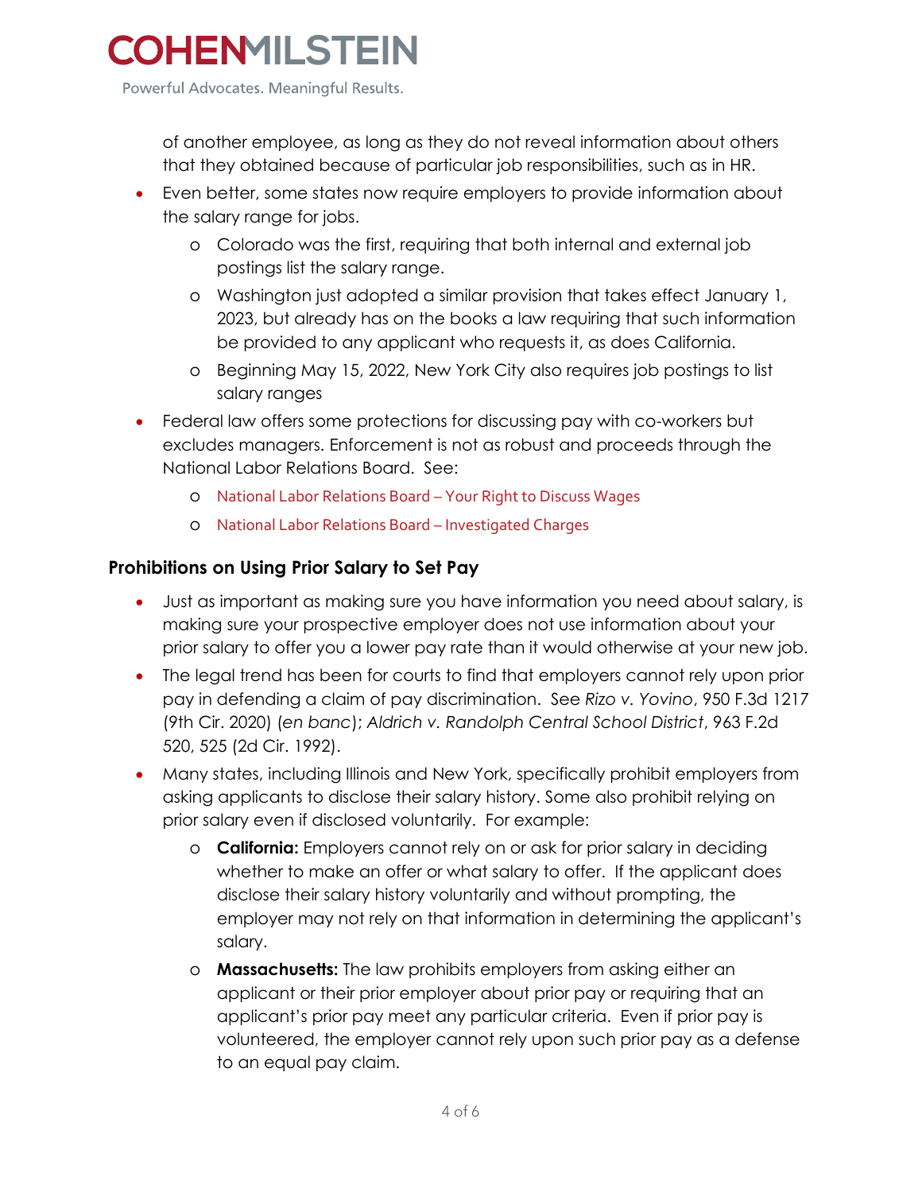of another employee, as long as they do not reveal information about others that they obtained because of particular job responsibilities, such as in HR.

- Even better, some states now require employers to provide information about the salary range for jobs.
  - Colorado was the first, requiring that both internal and external job postings list the salary range.
  - Washington just adopted a similar provision that takes effect January 1, 2023, but already has on the books a law requiring that such information be provided to any applicant who requests it, as does California.
  - Beginning May 15, 2022, New York City also requires job postings to list salary ranges
- Federal law offers some protections for discussing pay with co-workers but excludes managers. Enforcement is not as robust and proceeds through the National Labor Relations Board. See:
  - National Labor Relations Board – Your Right to Discuss Wages
  - National Labor Relations Board – Investigated Charges

### Prohibitions on Using Prior Salary to Set Pay

- Just as important as making sure you have information you need about salary, is making sure your prospective employer does not use information about your prior salary to offer you a lower pay rate than it would otherwise at your new job.
- The legal trend has been for courts to find that employers cannot rely upon prior pay in defending a claim of pay discrimination. See *Rizo v. Yovino*, 950 F.3d 1217 (9th Cir. 2020) (*en banc*); *Aldrich v. Randolph Central School District*, 963 F.2d 520, 525 (2d Cir. 1992).
- Many states, including Illinois and New York, specifically prohibit employers from asking applicants to disclose their salary history. Some also prohibit relying on prior salary even if disclosed voluntarily. For example:
  - **California:** Employers cannot rely on or ask for prior salary in deciding whether to make an offer or what salary to offer. If the applicant does disclose their salary history voluntarily and without prompting, the employer may not rely on that information in determining the applicant's salary.
  - **Massachusetts:** The law prohibits employers from asking either an applicant or their prior employer about prior pay or requiring that an applicant's prior pay meet any particular criteria. Even if prior pay is volunteered, the employer cannot rely upon such prior pay as a defense to an equal pay claim.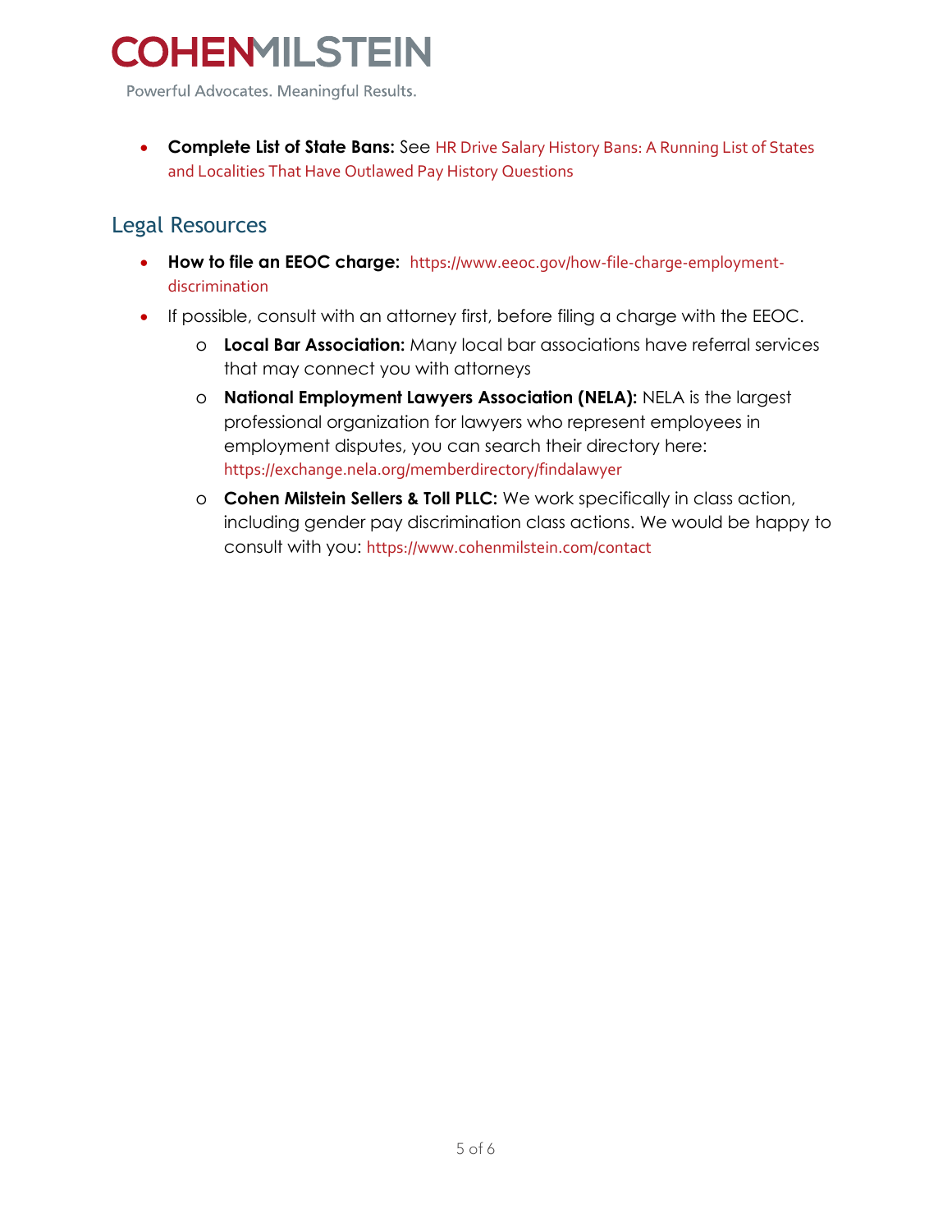- **Complete List of State Bans:** See HR Drive Salary History Bans: A Running List of States and Localities That Have Outlawed Pay History Questions

## Legal Resources

- **How to file an EEOC charge:** https://www.eeoc.gov/how-file-charge-employment-discrimination
- If possible, consult with an attorney first, before filing a charge with the EEOC.
  - **Local Bar Association:** Many local bar associations have referral services that may connect you with attorneys
  - **National Employment Lawyers Association (NELA):** NELA is the largest professional organization for lawyers who represent employees in employment disputes, you can search their directory here: https://exchange.nela.org/memberdirectory/findalawyer
  - **Cohen Milstein Sellers & Toll PLLC:** We work specifically in class action, including gender pay discrimination class actions. We would be happy to consult with you: https://www.cohenmilstein.com/contact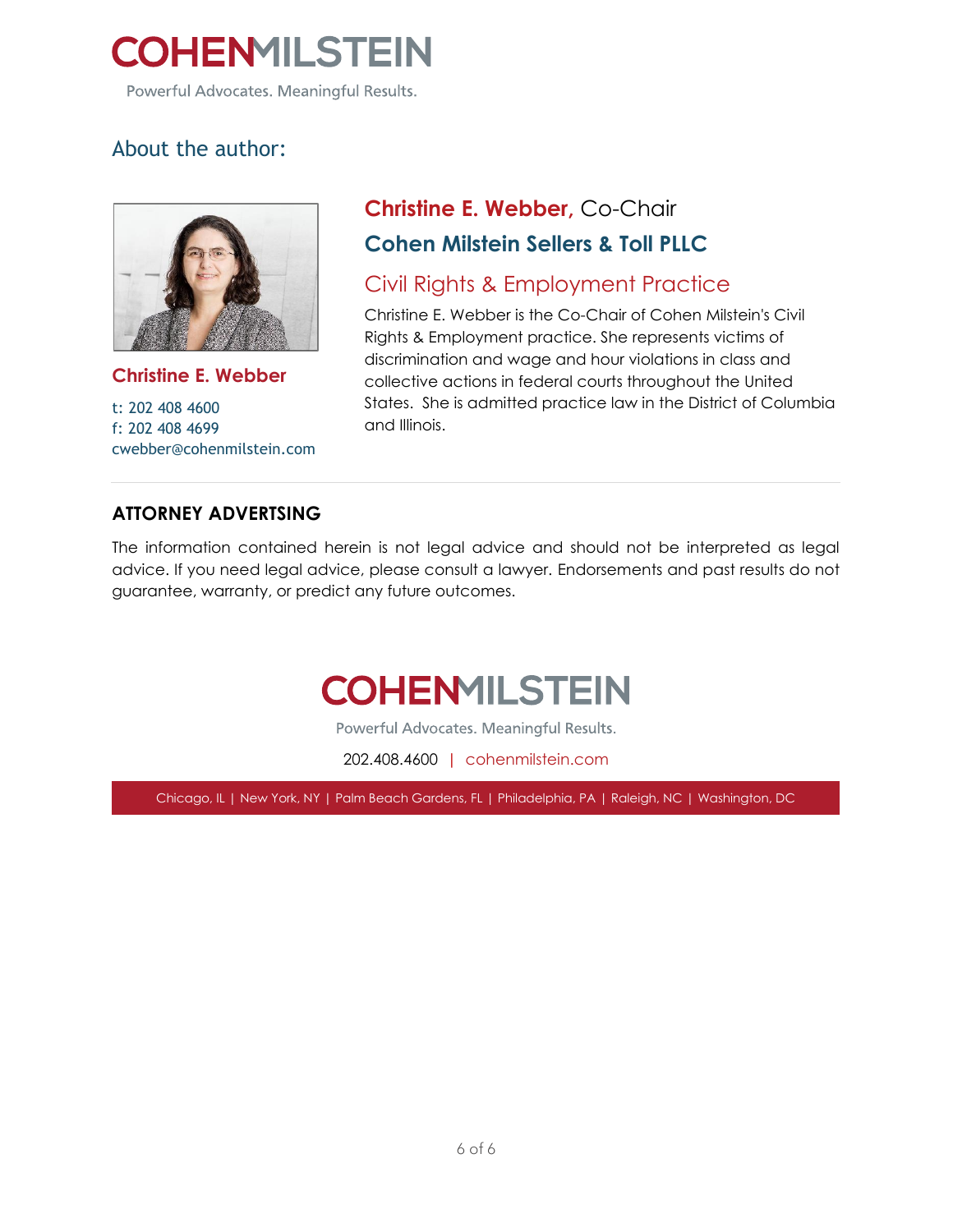# COHENMILSTEIN

Powerful Advocates. Meaningful Results.

## About the author:

**Christine E. Webber**

t: 202 408 4600
f: 202 408 4699
cwebber@cohenmilstein.com

### Christine E. Webber, Co-Chair

### Cohen Milstein Sellers & Toll PLLC

### Civil Rights & Employment Practice

Christine E. Webber is the Co-Chair of Cohen Milstein's Civil Rights & Employment practice. She represents victims of discrimination and wage and hour violations in class and collective actions in federal courts throughout the United States. She is admitted practice law in the District of Columbia and Illinois.

---

**ATTORNEY ADVERTSING**

The information contained herein is not legal advice and should not be interpreted as legal advice. If you need legal advice, please consult a lawyer. Endorsements and past results do not guarantee, warranty, or predict any future outcomes.

COHENMILSTEIN

Powerful Advocates. Meaningful Results.

202.408.4600 | cohenmilstein.com

Chicago, IL | New York, NY | Palm Beach Gardens, FL | Philadelphia, PA | Raleigh, NC | Washington, DC